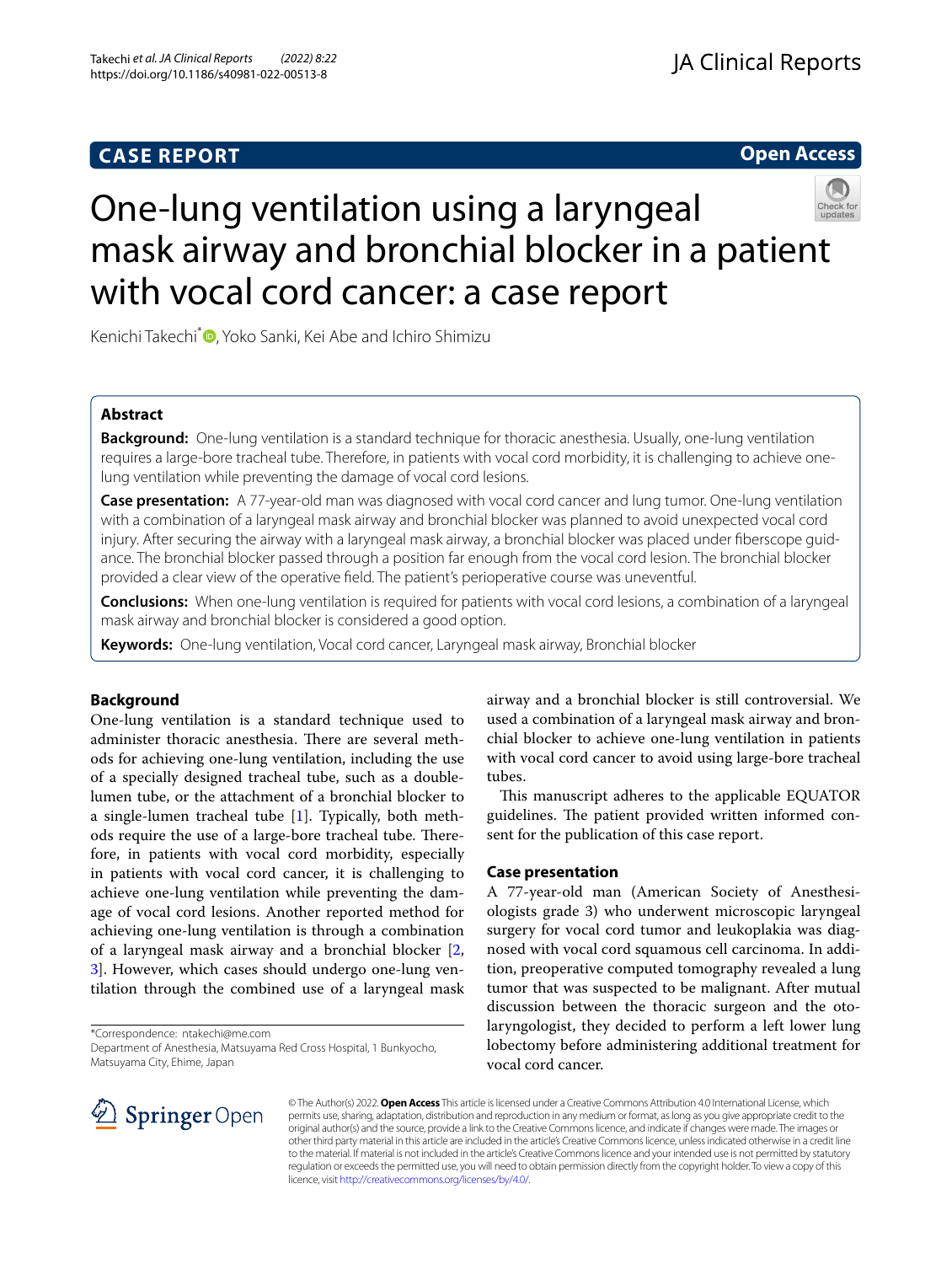CASE REPORT

Open Access

# One-lung ventilation using a laryngeal mask airway and bronchial blocker in a patient with vocal cord cancer: a case report

Kenichi Takechi*, Yoko Sanki, Kei Abe and Ichiro Shimizu

## Abstract

**Background:** One-lung ventilation is a standard technique for thoracic anesthesia. Usually, one-lung ventilation requires a large-bore tracheal tube. Therefore, in patients with vocal cord morbidity, it is challenging to achieve one-lung ventilation while preventing the damage of vocal cord lesions.

**Case presentation:** A 77-year-old man was diagnosed with vocal cord cancer and lung tumor. One-lung ventilation with a combination of a laryngeal mask airway and bronchial blocker was planned to avoid unexpected vocal cord injury. After securing the airway with a laryngeal mask airway, a bronchial blocker was placed under fiberscope guidance. The bronchial blocker passed through a position far enough from the vocal cord lesion. The bronchial blocker provided a clear view of the operative field. The patient's perioperative course was uneventful.

**Conclusions:** When one-lung ventilation is required for patients with vocal cord lesions, a combination of a laryngeal mask airway and bronchial blocker is considered a good option.

**Keywords:** One-lung ventilation, Vocal cord cancer, Laryngeal mask airway, Bronchial blocker

## Background

One-lung ventilation is a standard technique used to administer thoracic anesthesia. There are several methods for achieving one-lung ventilation, including the use of a specially designed tracheal tube, such as a double-lumen tube, or the attachment of a bronchial blocker to a single-lumen tracheal tube [1]. Typically, both methods require the use of a large-bore tracheal tube. Therefore, in patients with vocal cord morbidity, especially in patients with vocal cord cancer, it is challenging to achieve one-lung ventilation while preventing the damage of vocal cord lesions. Another reported method for achieving one-lung ventilation is through a combination of a laryngeal mask airway and a bronchial blocker [2, 3]. However, which cases should undergo one-lung ventilation through the combined use of a laryngeal mask airway and a bronchial blocker is still controversial. We used a combination of a laryngeal mask airway and bronchial blocker to achieve one-lung ventilation in patients with vocal cord cancer to avoid using large-bore tracheal tubes.

This manuscript adheres to the applicable EQUATOR guidelines. The patient provided written informed consent for the publication of this case report.

## Case presentation

A 77-year-old man (American Society of Anesthesiologists grade 3) who underwent microscopic laryngeal surgery for vocal cord tumor and leukoplakia was diagnosed with vocal cord squamous cell carcinoma. In addition, preoperative computed tomography revealed a lung tumor that was suspected to be malignant. After mutual discussion between the thoracic surgeon and the otolaryngologist, they decided to perform a left lower lung lobectomy before administering additional treatment for vocal cord cancer.

*Correspondence: ntakechi@me.com
Department of Anesthesia, Matsuyama Red Cross Hospital, 1 Bunkyocho, Matsuyama City, Ehime, Japan

© The Author(s) 2022. **Open Access** This article is licensed under a Creative Commons Attribution 4.0 International License, which permits use, sharing, adaptation, distribution and reproduction in any medium or format, as long as you give appropriate credit to the original author(s) and the source, provide a link to the Creative Commons licence, and indicate if changes were made. The images or other third party material in this article are included in the article's Creative Commons licence, unless indicated otherwise in a credit line to the material. If material is not included in the article's Creative Commons licence and your intended use is not permitted by statutory regulation or exceeds the permitted use, you will need to obtain permission directly from the copyright holder. To view a copy of this licence, visit http://creativecommons.org/licenses/by/4.0/.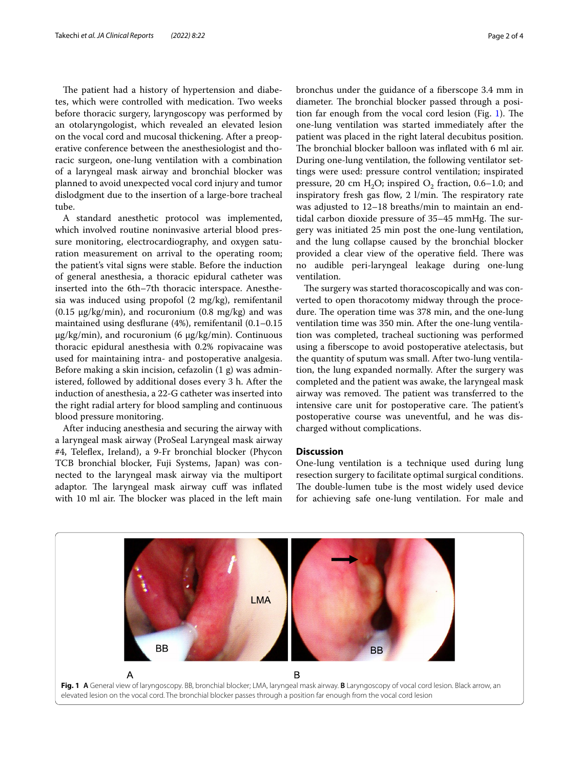The patient had a history of hypertension and diabetes, which were controlled with medication. Two weeks before thoracic surgery, laryngoscopy was performed by an otolaryngologist, which revealed an elevated lesion on the vocal cord and mucosal thickening. After a preoperative conference between the anesthesiologist and thoracic surgeon, one-lung ventilation with a combination of a laryngeal mask airway and bronchial blocker was planned to avoid unexpected vocal cord injury and tumor dislodgment due to the insertion of a large-bore tracheal tube.

A standard anesthetic protocol was implemented, which involved routine noninvasive arterial blood pressure monitoring, electrocardiography, and oxygen saturation measurement on arrival to the operating room; the patient's vital signs were stable. Before the induction of general anesthesia, a thoracic epidural catheter was inserted into the 6th–7th thoracic interspace. Anesthesia was induced using propofol (2 mg/kg), remifentanil (0.15 μg/kg/min), and rocuronium (0.8 mg/kg) and was maintained using desflurane (4%), remifentanil (0.1–0.15 μg/kg/min), and rocuronium (6 μg/kg/min). Continuous thoracic epidural anesthesia with 0.2% ropivacaine was used for maintaining intra- and postoperative analgesia. Before making a skin incision, cefazolin (1 g) was administered, followed by additional doses every 3 h. After the induction of anesthesia, a 22-G catheter was inserted into the right radial artery for blood sampling and continuous blood pressure monitoring.

After inducing anesthesia and securing the airway with a laryngeal mask airway (ProSeal Laryngeal mask airway #4, Teleflex, Ireland), a 9-Fr bronchial blocker (Phycon TCB bronchial blocker, Fuji Systems, Japan) was connected to the laryngeal mask airway via the multiport adaptor. The laryngeal mask airway cuff was inflated with 10 ml air. The blocker was placed in the left main bronchus under the guidance of a fiberscope 3.4 mm in diameter. The bronchial blocker passed through a position far enough from the vocal cord lesion (Fig. 1). The one-lung ventilation was started immediately after the patient was placed in the right lateral decubitus position. The bronchial blocker balloon was inflated with 6 ml air. During one-lung ventilation, the following ventilator settings were used: pressure control ventilation; inspirated pressure, 20 cm $H_2O$; inspired $O_2$ fraction, 0.6–1.0; and inspiratory fresh gas flow, 2 l/min. The respiratory rate was adjusted to 12–18 breaths/min to maintain an end-tidal carbon dioxide pressure of 35–45 mmHg. The surgery was initiated 25 min post the one-lung ventilation, and the lung collapse caused by the bronchial blocker provided a clear view of the operative field. There was no audible peri-laryngeal leakage during one-lung ventilation.

The surgery was started thoracoscopically and was converted to open thoracotomy midway through the procedure. The operation time was 378 min, and the one-lung ventilation time was 350 min. After the one-lung ventilation was completed, tracheal suctioning was performed using a fiberscope to avoid postoperative atelectasis, but the quantity of sputum was small. After two-lung ventilation, the lung expanded normally. After the surgery was completed and the patient was awake, the laryngeal mask airway was removed. The patient was transferred to the intensive care unit for postoperative care. The patient's postoperative course was uneventful, and he was discharged without complications.

## Discussion

One-lung ventilation is a technique used during lung resection surgery to facilitate optimal surgical conditions. The double-lumen tube is the most widely used device for achieving safe one-lung ventilation. For male and

**Fig. 1** **A** General view of laryngoscopy. BB, bronchial blocker; LMA, laryngeal mask airway. **B** Laryngoscopy of vocal cord lesion. Black arrow, an elevated lesion on the vocal cord. The bronchial blocker passes through a position far enough from the vocal cord lesion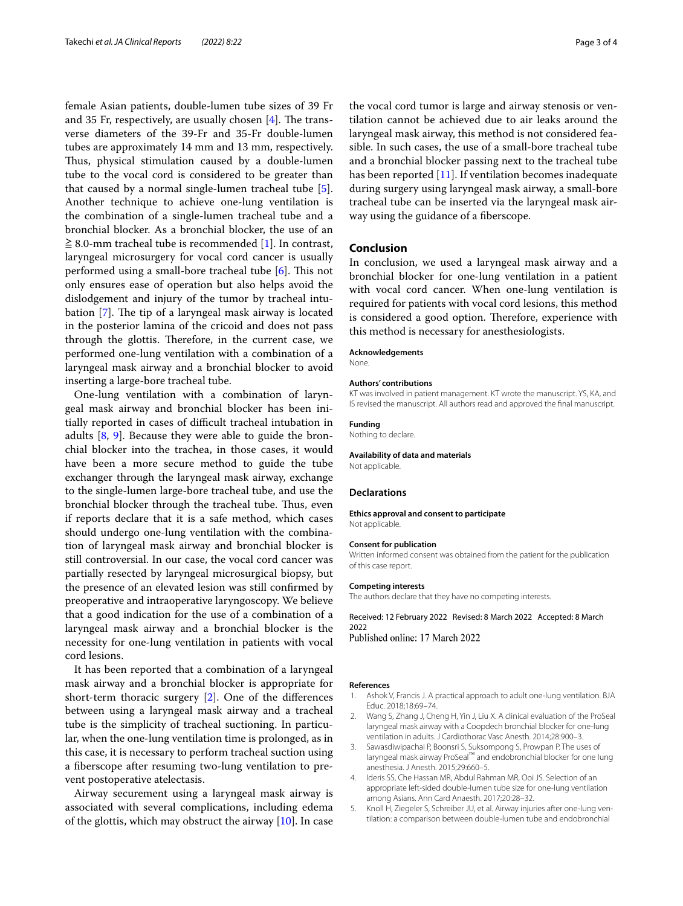female Asian patients, double-lumen tube sizes of 39 Fr and 35 Fr, respectively, are usually chosen [4]. The transverse diameters of the 39-Fr and 35-Fr double-lumen tubes are approximately 14 mm and 13 mm, respectively. Thus, physical stimulation caused by a double-lumen tube to the vocal cord is considered to be greater than that caused by a normal single-lumen tracheal tube [5]. Another technique to achieve one-lung ventilation is the combination of a single-lumen tracheal tube and a bronchial blocker. As a bronchial blocker, the use of an ≧ 8.0-mm tracheal tube is recommended [1]. In contrast, laryngeal microsurgery for vocal cord cancer is usually performed using a small-bore tracheal tube [6]. This not only ensures ease of operation but also helps avoid the dislodgement and injury of the tumor by tracheal intubation [7]. The tip of a laryngeal mask airway is located in the posterior lamina of the cricoid and does not pass through the glottis. Therefore, in the current case, we performed one-lung ventilation with a combination of a laryngeal mask airway and a bronchial blocker to avoid inserting a large-bore tracheal tube.

One-lung ventilation with a combination of laryngeal mask airway and bronchial blocker has been initially reported in cases of difficult tracheal intubation in adults [8, 9]. Because they were able to guide the bronchial blocker into the trachea, in those cases, it would have been a more secure method to guide the tube exchanger through the laryngeal mask airway, exchange to the single-lumen large-bore tracheal tube, and use the bronchial blocker through the tracheal tube. Thus, even if reports declare that it is a safe method, which cases should undergo one-lung ventilation with the combination of laryngeal mask airway and bronchial blocker is still controversial. In our case, the vocal cord cancer was partially resected by laryngeal microsurgical biopsy, but the presence of an elevated lesion was still confirmed by preoperative and intraoperative laryngoscopy. We believe that a good indication for the use of a combination of a laryngeal mask airway and a bronchial blocker is the necessity for one-lung ventilation in patients with vocal cord lesions.

It has been reported that a combination of a laryngeal mask airway and a bronchial blocker is appropriate for short-term thoracic surgery [2]. One of the differences between using a laryngeal mask airway and a tracheal tube is the simplicity of tracheal suctioning. In particular, when the one-lung ventilation time is prolonged, as in this case, it is necessary to perform tracheal suction using a fiberscope after resuming two-lung ventilation to prevent postoperative atelectasis.

Airway securement using a laryngeal mask airway is associated with several complications, including edema of the glottis, which may obstruct the airway [10]. In case the vocal cord tumor is large and airway stenosis or ventilation cannot be achieved due to air leaks around the laryngeal mask airway, this method is not considered feasible. In such cases, the use of a small-bore tracheal tube and a bronchial blocker passing next to the tracheal tube has been reported [11]. If ventilation becomes inadequate during surgery using laryngeal mask airway, a small-bore tracheal tube can be inserted via the laryngeal mask airway using the guidance of a fiberscope.

## Conclusion

In conclusion, we used a laryngeal mask airway and a bronchial blocker for one-lung ventilation in a patient with vocal cord cancer. When one-lung ventilation is required for patients with vocal cord lesions, this method is considered a good option. Therefore, experience with this method is necessary for anesthesiologists.

#### Acknowledgements

None.

#### Authors' contributions

KT was involved in patient management. KT wrote the manuscript. YS, KA, and IS revised the manuscript. All authors read and approved the final manuscript.

#### Funding

Nothing to declare.

#### Availability of data and materials

Not applicable.

### Declarations

#### Ethics approval and consent to participate

Not applicable.

#### Consent for publication

Written informed consent was obtained from the patient for the publication of this case report.

#### Competing interests

The authors declare that they have no competing interests.

Received: 12 February 2022 Revised: 8 March 2022 Accepted: 8 March 2022
Published online: 17 March 2022

#### References

1. Ashok V, Francis J. A practical approach to adult one-lung ventilation. BJA Educ. 2018;18:69–74.
2. Wang S, Zhang J, Cheng H, Yin J, Liu X. A clinical evaluation of the ProSeal laryngeal mask airway with a Coopdech bronchial blocker for one-lung ventilation in adults. J Cardiothorac Vasc Anesth. 2014;28:900–3.
3. Sawasdiwipachai P, Boonsri S, Suksompong S, Prowpan P. The uses of laryngeal mask airway ProSeal™ and endobronchial blocker for one lung anesthesia. J Anesth. 2015;29:660–5.
4. Ideris SS, Che Hassan MR, Abdul Rahman MR, Ooi JS. Selection of an appropriate left-sided double-lumen tube size for one-lung ventilation among Asians. Ann Card Anaesth. 2017;20:28–32.
5. Knoll H, Ziegeler S, Schreiber JU, et al. Airway injuries after one-lung ventilation: a comparison between double-lumen tube and endobronchial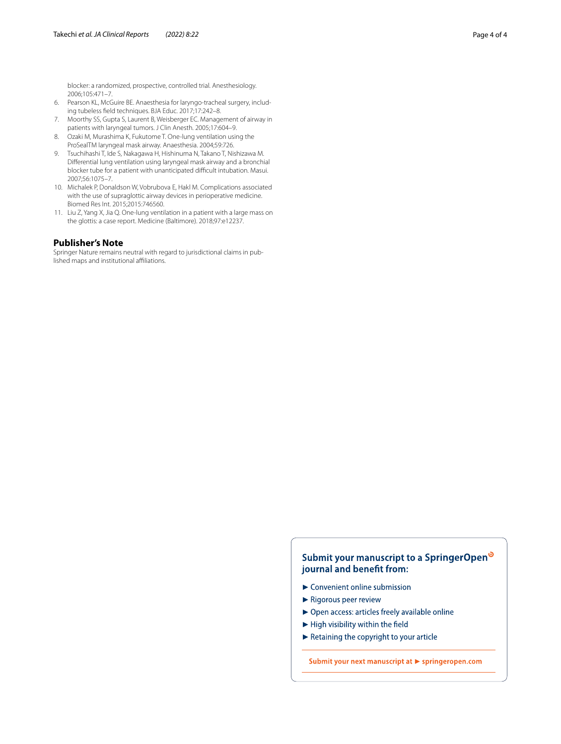blocker: a randomized, prospective, controlled trial. Anesthesiology. 2006;105:471–7.

6. Pearson KL, McGuire BE. Anaesthesia for laryngo-tracheal surgery, including tubeless field techniques. BJA Educ. 2017;17:242–8.
7. Moorthy SS, Gupta S, Laurent B, Weisberger EC. Management of airway in patients with laryngeal tumors. J Clin Anesth. 2005;17:604–9.
8. Ozaki M, Murashima K, Fukutome T. One-lung ventilation using the ProSealTM laryngeal mask airway. Anaesthesia. 2004;59:726.
9. Tsuchihashi T, Ide S, Nakagawa H, Hishinuma N, Takano T, Nishizawa M. Differential lung ventilation using laryngeal mask airway and a bronchial blocker tube for a patient with unanticipated difficult intubation. Masui. 2007;56:1075–7.
10. Michalek P, Donaldson W, Vobrubova E, Hakl M. Complications associated with the use of supraglottic airway devices in perioperative medicine. Biomed Res Int. 2015;2015:746560.
11. Liu Z, Yang X, Jia Q. One-lung ventilation in a patient with a large mass on the glottis: a case report. Medicine (Baltimore). 2018;97:e12237.

## Publisher's Note

Springer Nature remains neutral with regard to jurisdictional claims in published maps and institutional affiliations.

**Submit your manuscript to a SpringerOpen journal and benefit from:**

- ► Convenient online submission
- ► Rigorous peer review
- ► Open access: articles freely available online
- ► High visibility within the field
- ► Retaining the copyright to your article

**Submit your next manuscript at ► springeropen.com**